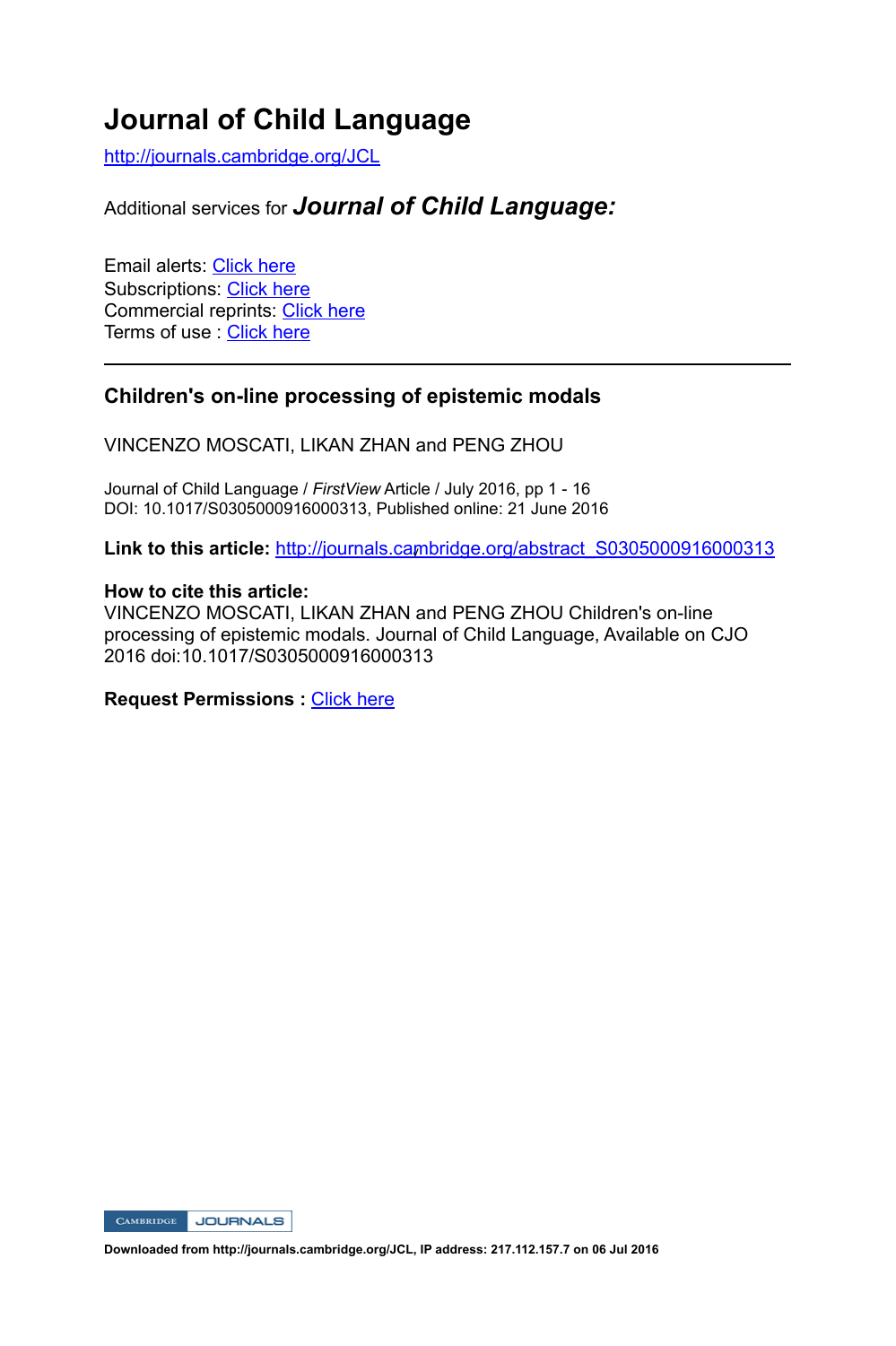# Journal of Child Language

http://journals.cambridge.org/JCL

Additional services for ***Journal of Child Language:***

Email alerts: Click here
Subscriptions: Click here
Commercial reprints: Click here
Terms of use : Click here

---

## Children's on-line processing of epistemic modals

VINCENZO MOSCATI, LIKAN ZHAN and PENG ZHOU

Journal of Child Language / *FirstView* Article / July 2016, pp 1 - 16
DOI: 10.1017/S0305000916000313, Published online: 21 June 2016

**Link to this article:** http://journals.cambridge.org/abstract_S0305000916000313

**How to cite this article:**
VINCENZO MOSCATI, LIKAN ZHAN and PENG ZHOU Children's on-line processing of epistemic modals. Journal of Child Language, Available on CJO 2016 doi:10.1017/S0305000916000313

**Request Permissions :** Click here

**Downloaded from http://journals.cambridge.org/JCL, IP address: 217.112.157.7 on 06 Jul 2016**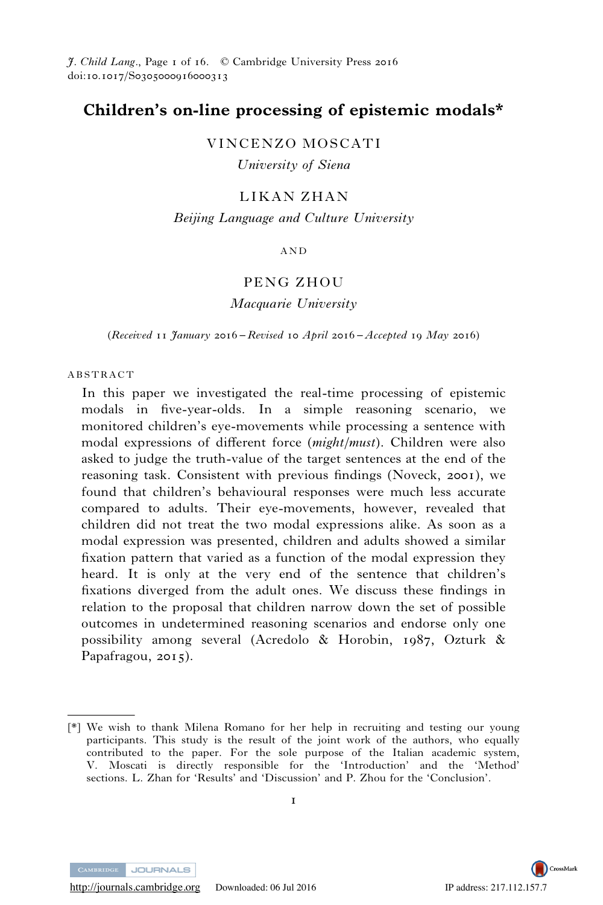# Children's on-line processing of epistemic modals*

VINCENZO MOSCATI

*University of Siena*

LIKAN ZHAN

*Beijing Language and Culture University*

AND

PENG ZHOU

*Macquarie University*

(*Received* 11 *January* 2016 – *Revised* 10 *April* 2016 – *Accepted* 19 *May* 2016)

ABSTRACT

In this paper we investigated the real-time processing of epistemic modals in five-year-olds. In a simple reasoning scenario, we monitored children's eye-movements while processing a sentence with modal expressions of different force (*might*/*must*). Children were also asked to judge the truth-value of the target sentences at the end of the reasoning task. Consistent with previous findings (Noveck, 2001), we found that children's behavioural responses were much less accurate compared to adults. Their eye-movements, however, revealed that children did not treat the two modal expressions alike. As soon as a modal expression was presented, children and adults showed a similar fixation pattern that varied as a function of the modal expression they heard. It is only at the very end of the sentence that children's fixations diverged from the adult ones. We discuss these findings in relation to the proposal that children narrow down the set of possible outcomes in undetermined reasoning scenarios and endorse only one possibility among several (Acredolo & Horobin, 1987, Ozturk & Papafragou, 2015).

[*] We wish to thank Milena Romano for her help in recruiting and testing our young participants. This study is the result of the joint work of the authors, who equally contributed to the paper. For the sole purpose of the Italian academic system, V. Moscati is directly responsible for the 'Introduction' and the 'Method' sections. L. Zhan for 'Results' and 'Discussion' and P. Zhou for the 'Conclusion'.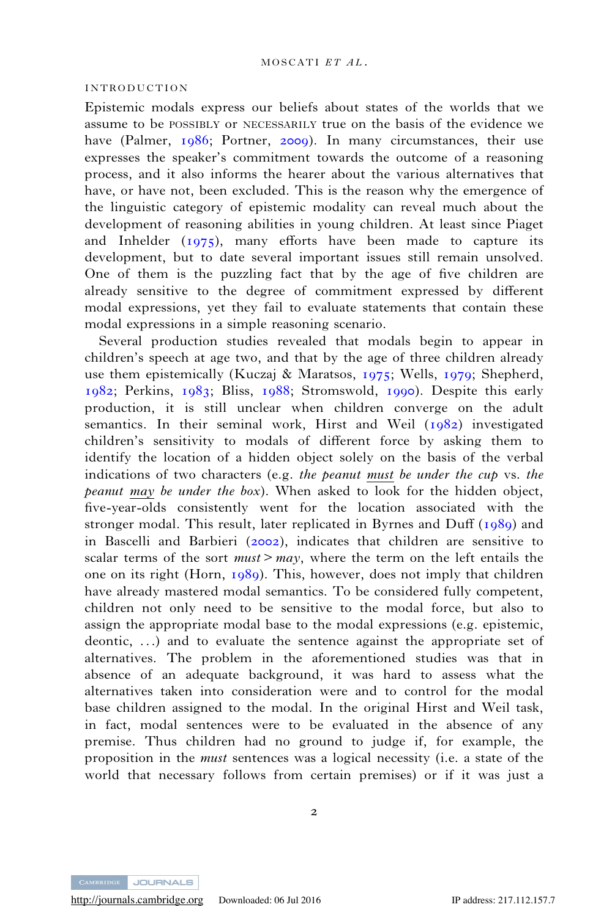## INTRODUCTION

Epistemic modals express our beliefs about states of the worlds that we assume to be POSSIBLY or NECESSARILY true on the basis of the evidence we have (Palmer, 1986; Portner, 2009). In many circumstances, their use expresses the speaker's commitment towards the outcome of a reasoning process, and it also informs the hearer about the various alternatives that have, or have not, been excluded. This is the reason why the emergence of the linguistic category of epistemic modality can reveal much about the development of reasoning abilities in young children. At least since Piaget and Inhelder (1975), many efforts have been made to capture its development, but to date several important issues still remain unsolved. One of them is the puzzling fact that by the age of five children are already sensitive to the degree of commitment expressed by different modal expressions, yet they fail to evaluate statements that contain these modal expressions in a simple reasoning scenario.

Several production studies revealed that modals begin to appear in children's speech at age two, and that by the age of three children already use them epistemically (Kuczaj & Maratsos, 1975; Wells, 1979; Shepherd, 1982; Perkins, 1983; Bliss, 1988; Stromswold, 1990). Despite this early production, it is still unclear when children converge on the adult semantics. In their seminal work, Hirst and Weil (1982) investigated children's sensitivity to modals of different force by asking them to identify the location of a hidden object solely on the basis of the verbal indications of two characters (e.g. *the peanut <u>must</u> be under the cup* vs. *the peanut <u>may</u> be under the box*). When asked to look for the hidden object, five-year-olds consistently went for the location associated with the stronger modal. This result, later replicated in Byrnes and Duff (1989) and in Bascelli and Barbieri (2002), indicates that children are sensitive to scalar terms of the sort *must* > *may*, where the term on the left entails the one on its right (Horn, 1989). This, however, does not imply that children have already mastered modal semantics. To be considered fully competent, children not only need to be sensitive to the modal force, but also to assign the appropriate modal base to the modal expressions (e.g. epistemic, deontic, ...) and to evaluate the sentence against the appropriate set of alternatives. The problem in the aforementioned studies was that in absence of an adequate background, it was hard to assess what the alternatives taken into consideration were and to control for the modal base children assigned to the modal. In the original Hirst and Weil task, in fact, modal sentences were to be evaluated in the absence of any premise. Thus children had no ground to judge if, for example, the proposition in the *must* sentences was a logical necessity (i.e. a state of the world that necessary follows from certain premises) or if it was just a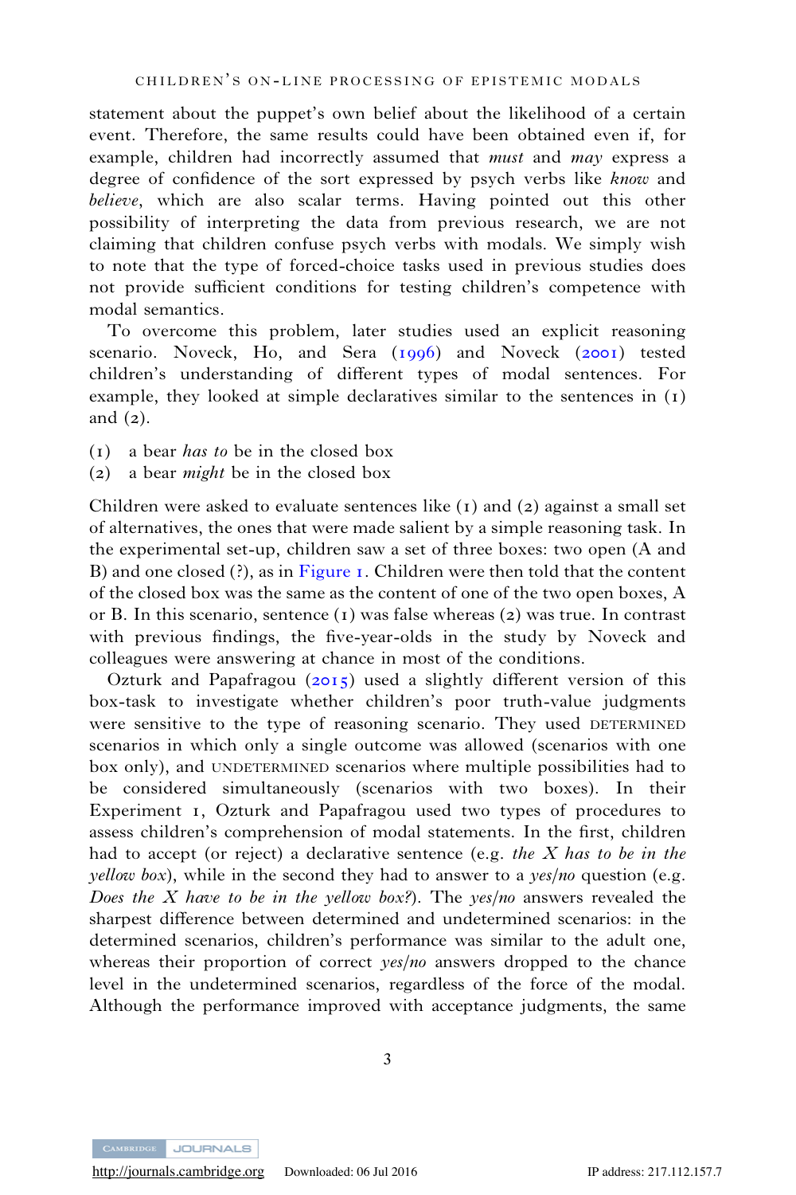statement about the puppet's own belief about the likelihood of a certain event. Therefore, the same results could have been obtained even if, for example, children had incorrectly assumed that *must* and *may* express a degree of confidence of the sort expressed by psych verbs like *know* and *believe*, which are also scalar terms. Having pointed out this other possibility of interpreting the data from previous research, we are not claiming that children confuse psych verbs with modals. We simply wish to note that the type of forced-choice tasks used in previous studies does not provide sufficient conditions for testing children's competence with modal semantics.

To overcome this problem, later studies used an explicit reasoning scenario. Noveck, Ho, and Sera (1996) and Noveck (2001) tested children's understanding of different types of modal sentences. For example, they looked at simple declaratives similar to the sentences in (1) and (2).

(1) a bear *has to* be in the closed box
(2) a bear *might* be in the closed box

Children were asked to evaluate sentences like (1) and (2) against a small set of alternatives, the ones that were made salient by a simple reasoning task. In the experimental set-up, children saw a set of three boxes: two open (A and B) and one closed (?), as in Figure 1. Children were then told that the content of the closed box was the same as the content of one of the two open boxes, A or B. In this scenario, sentence (1) was false whereas (2) was true. In contrast with previous findings, the five-year-olds in the study by Noveck and colleagues were answering at chance in most of the conditions.

Ozturk and Papafragou (2015) used a slightly different version of this box-task to investigate whether children's poor truth-value judgments were sensitive to the type of reasoning scenario. They used DETERMINED scenarios in which only a single outcome was allowed (scenarios with one box only), and UNDETERMINED scenarios where multiple possibilities had to be considered simultaneously (scenarios with two boxes). In their Experiment 1, Ozturk and Papafragou used two types of procedures to assess children's comprehension of modal statements. In the first, children had to accept (or reject) a declarative sentence (e.g. *the X has to be in the yellow box*), while in the second they had to answer to a *yes/no* question (e.g. *Does the X have to be in the yellow box?*). The *yes/no* answers revealed the sharpest difference between determined and undetermined scenarios: in the determined scenarios, children's performance was similar to the adult one, whereas their proportion of correct *yes/no* answers dropped to the chance level in the undetermined scenarios, regardless of the force of the modal. Although the performance improved with acceptance judgments, the same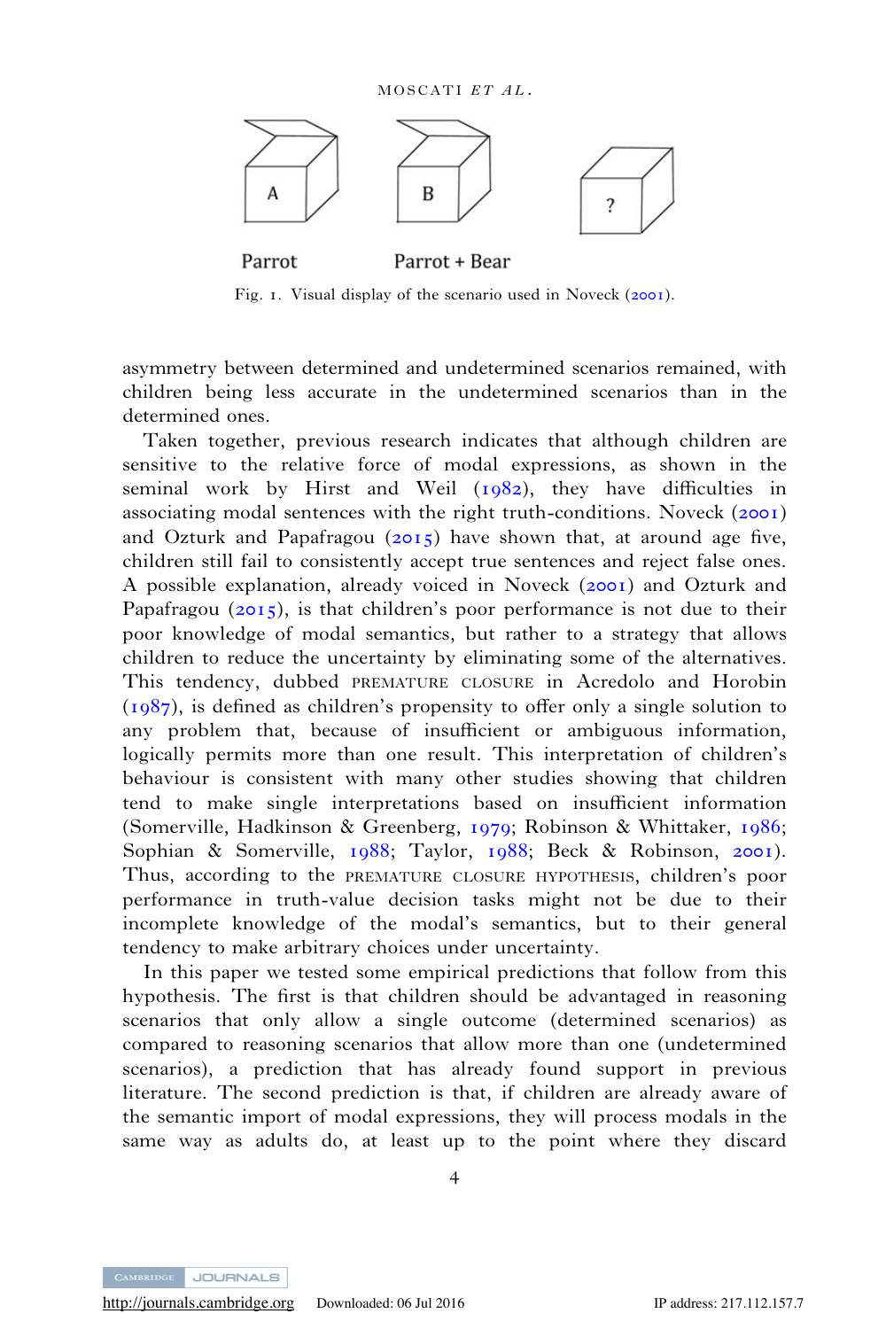Parrot Parrot + Bear

Fig. 1. Visual display of the scenario used in Noveck (2001).

asymmetry between determined and undetermined scenarios remained, with children being less accurate in the undetermined scenarios than in the determined ones.

Taken together, previous research indicates that although children are sensitive to the relative force of modal expressions, as shown in the seminal work by Hirst and Weil (1982), they have difficulties in associating modal sentences with the right truth-conditions. Noveck (2001) and Ozturk and Papafragou (2015) have shown that, at around age five, children still fail to consistently accept true sentences and reject false ones. A possible explanation, already voiced in Noveck (2001) and Ozturk and Papafragou (2015), is that children's poor performance is not due to their poor knowledge of modal semantics, but rather to a strategy that allows children to reduce the uncertainty by eliminating some of the alternatives. This tendency, dubbed PREMATURE CLOSURE in Acredolo and Horobin (1987), is defined as children's propensity to offer only a single solution to any problem that, because of insufficient or ambiguous information, logically permits more than one result. This interpretation of children's behaviour is consistent with many other studies showing that children tend to make single interpretations based on insufficient information (Somerville, Hadkinson & Greenberg, 1979; Robinson & Whittaker, 1986; Sophian & Somerville, 1988; Taylor, 1988; Beck & Robinson, 2001). Thus, according to the PREMATURE CLOSURE HYPOTHESIS, children's poor performance in truth-value decision tasks might not be due to their incomplete knowledge of the modal's semantics, but to their general tendency to make arbitrary choices under uncertainty.

In this paper we tested some empirical predictions that follow from this hypothesis. The first is that children should be advantaged in reasoning scenarios that only allow a single outcome (determined scenarios) as compared to reasoning scenarios that allow more than one (undetermined scenarios), a prediction that has already found support in previous literature. The second prediction is that, if children are already aware of the semantic import of modal expressions, they will process modals in the same way as adults do, at least up to the point where they discard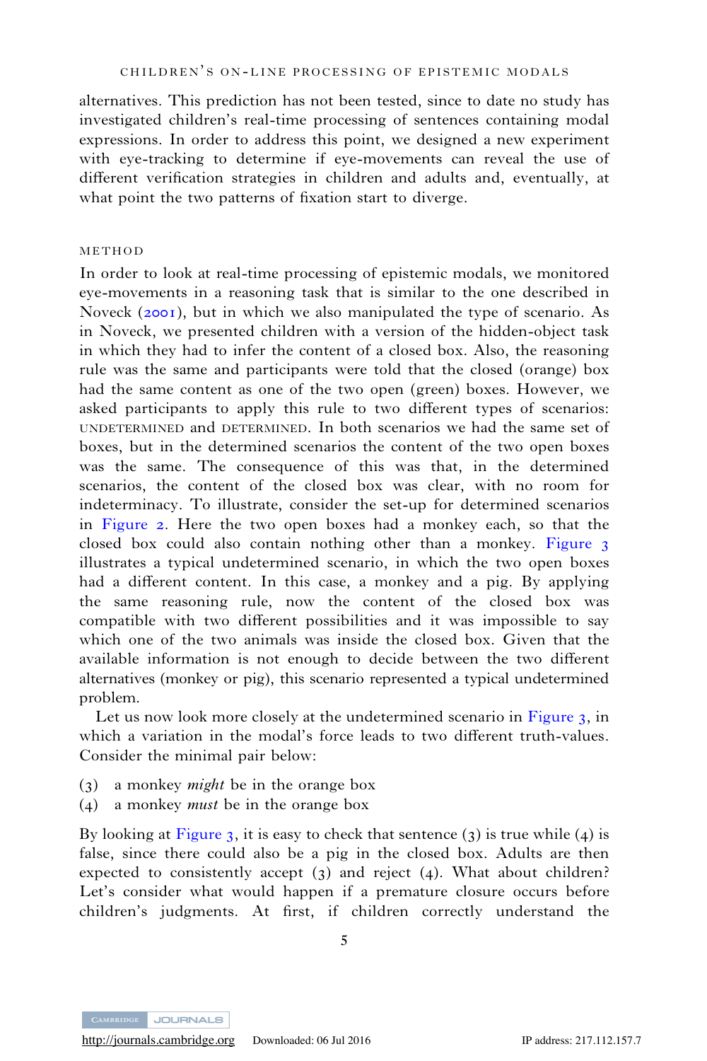alternatives. This prediction has not been tested, since to date no study has investigated children's real-time processing of sentences containing modal expressions. In order to address this point, we designed a new experiment with eye-tracking to determine if eye-movements can reveal the use of different verification strategies in children and adults and, eventually, at what point the two patterns of fixation start to diverge.

## METHOD

In order to look at real-time processing of epistemic modals, we monitored eye-movements in a reasoning task that is similar to the one described in Noveck (2001), but in which we also manipulated the type of scenario. As in Noveck, we presented children with a version of the hidden-object task in which they had to infer the content of a closed box. Also, the reasoning rule was the same and participants were told that the closed (orange) box had the same content as one of the two open (green) boxes. However, we asked participants to apply this rule to two different types of scenarios: UNDETERMINED and DETERMINED. In both scenarios we had the same set of boxes, but in the determined scenarios the content of the two open boxes was the same. The consequence of this was that, in the determined scenarios, the content of the closed box was clear, with no room for indeterminacy. To illustrate, consider the set-up for determined scenarios in Figure 2. Here the two open boxes had a monkey each, so that the closed box could also contain nothing other than a monkey. Figure 3 illustrates a typical undetermined scenario, in which the two open boxes had a different content. In this case, a monkey and a pig. By applying the same reasoning rule, now the content of the closed box was compatible with two different possibilities and it was impossible to say which one of the two animals was inside the closed box. Given that the available information is not enough to decide between the two different alternatives (monkey or pig), this scenario represented a typical undetermined problem.

Let us now look more closely at the undetermined scenario in Figure 3, in which a variation in the modal's force leads to two different truth-values. Consider the minimal pair below:

(3) a monkey *might* be in the orange box
(4) a monkey *must* be in the orange box

By looking at Figure 3, it is easy to check that sentence (3) is true while (4) is false, since there could also be a pig in the closed box. Adults are then expected to consistently accept (3) and reject (4). What about children? Let's consider what would happen if a premature closure occurs before children's judgments. At first, if children correctly understand the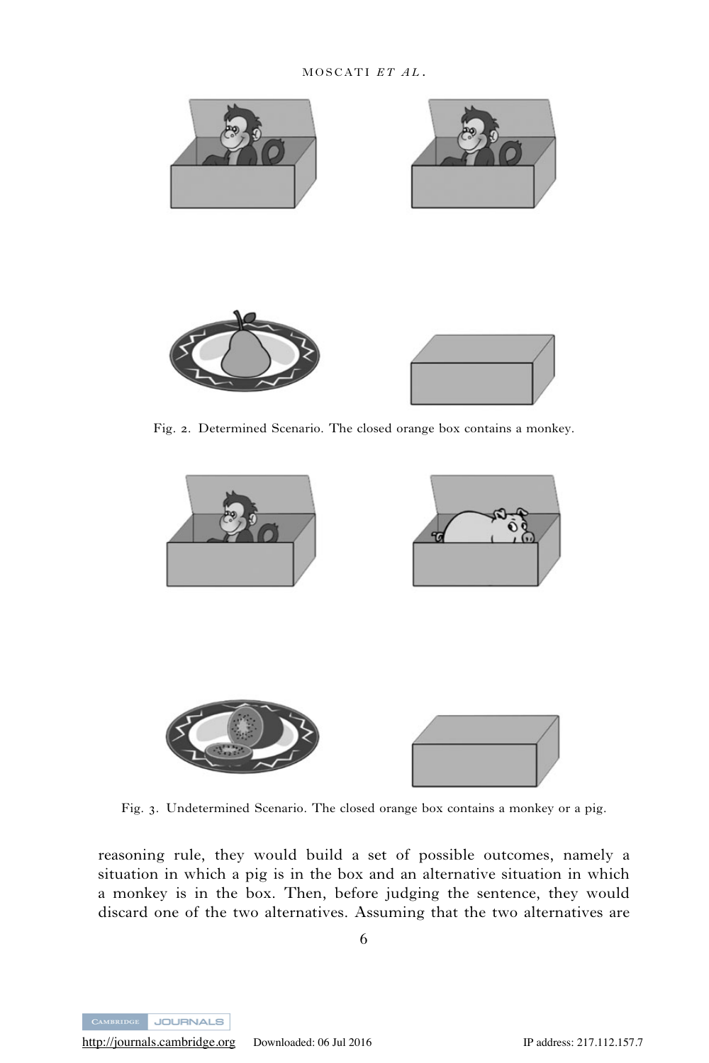Fig. 2. Determined Scenario. The closed orange box contains a monkey.

Fig. 3. Undetermined Scenario. The closed orange box contains a monkey or a pig.

reasoning rule, they would build a set of possible outcomes, namely a situation in which a pig is in the box and an alternative situation in which a monkey is in the box. Then, before judging the sentence, they would discard one of the two alternatives. Assuming that the two alternatives are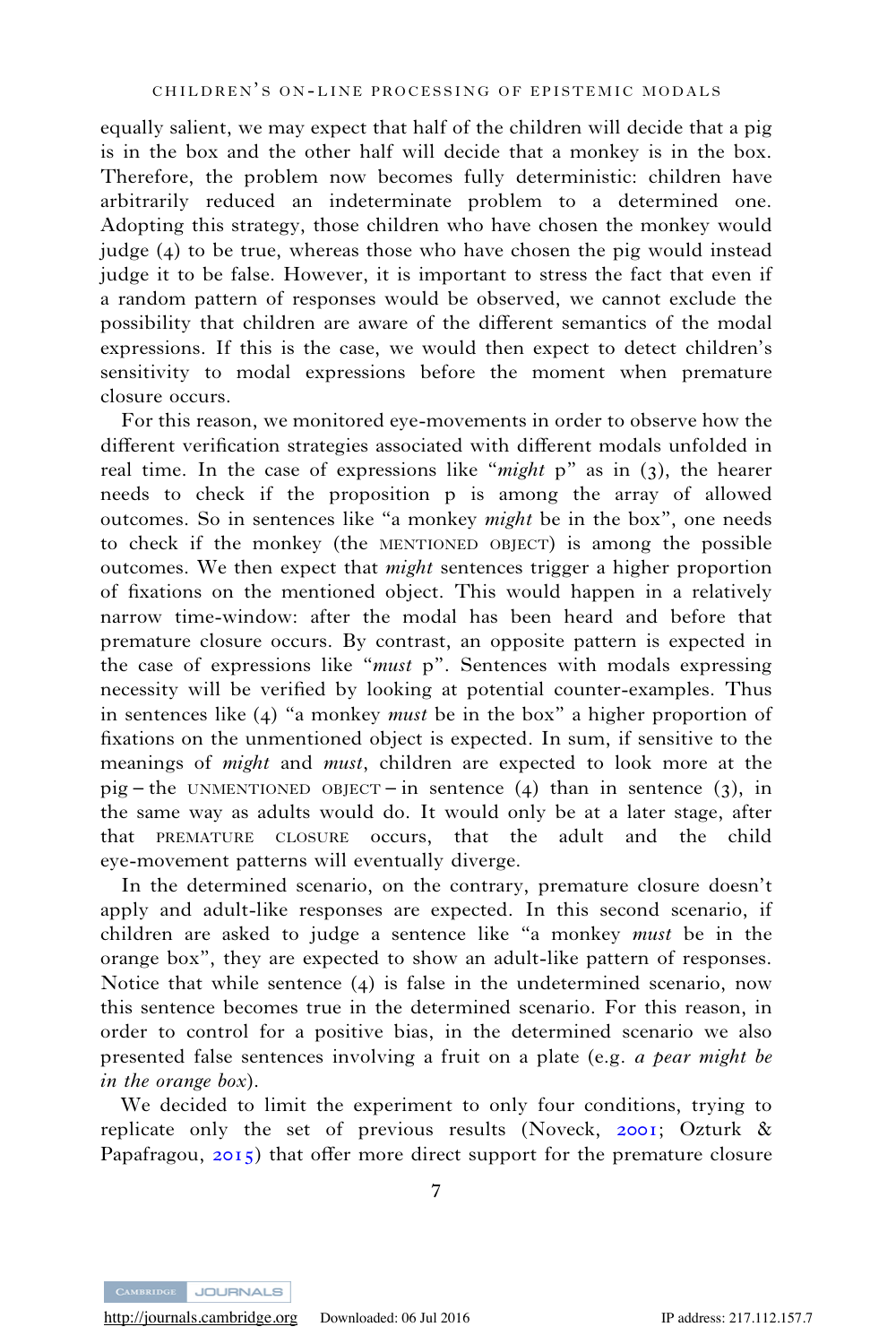equally salient, we may expect that half of the children will decide that a pig is in the box and the other half will decide that a monkey is in the box. Therefore, the problem now becomes fully deterministic: children have arbitrarily reduced an indeterminate problem to a determined one. Adopting this strategy, those children who have chosen the monkey would judge (4) to be true, whereas those who have chosen the pig would instead judge it to be false. However, it is important to stress the fact that even if a random pattern of responses would be observed, we cannot exclude the possibility that children are aware of the different semantics of the modal expressions. If this is the case, we would then expect to detect children's sensitivity to modal expressions before the moment when premature closure occurs.

For this reason, we monitored eye-movements in order to observe how the different verification strategies associated with different modals unfolded in real time. In the case of expressions like "*might* p" as in (3), the hearer needs to check if the proposition p is among the array of allowed outcomes. So in sentences like "a monkey *might* be in the box", one needs to check if the monkey (the MENTIONED OBJECT) is among the possible outcomes. We then expect that *might* sentences trigger a higher proportion of fixations on the mentioned object. This would happen in a relatively narrow time-window: after the modal has been heard and before that premature closure occurs. By contrast, an opposite pattern is expected in the case of expressions like "*must* p". Sentences with modals expressing necessity will be verified by looking at potential counter-examples. Thus in sentences like (4) "a monkey *must* be in the box" a higher proportion of fixations on the unmentioned object is expected. In sum, if sensitive to the meanings of *might* and *must*, children are expected to look more at the pig – the UNMENTIONED OBJECT – in sentence (4) than in sentence (3), in the same way as adults would do. It would only be at a later stage, after that PREMATURE CLOSURE occurs, that the adult and the child eye-movement patterns will eventually diverge.

In the determined scenario, on the contrary, premature closure doesn't apply and adult-like responses are expected. In this second scenario, if children are asked to judge a sentence like "a monkey *must* be in the orange box", they are expected to show an adult-like pattern of responses. Notice that while sentence (4) is false in the undetermined scenario, now this sentence becomes true in the determined scenario. For this reason, in order to control for a positive bias, in the determined scenario we also presented false sentences involving a fruit on a plate (e.g. *a pear might be in the orange box*).

We decided to limit the experiment to only four conditions, trying to replicate only the set of previous results (Noveck, 2001; Ozturk & Papafragou, 2015) that offer more direct support for the premature closure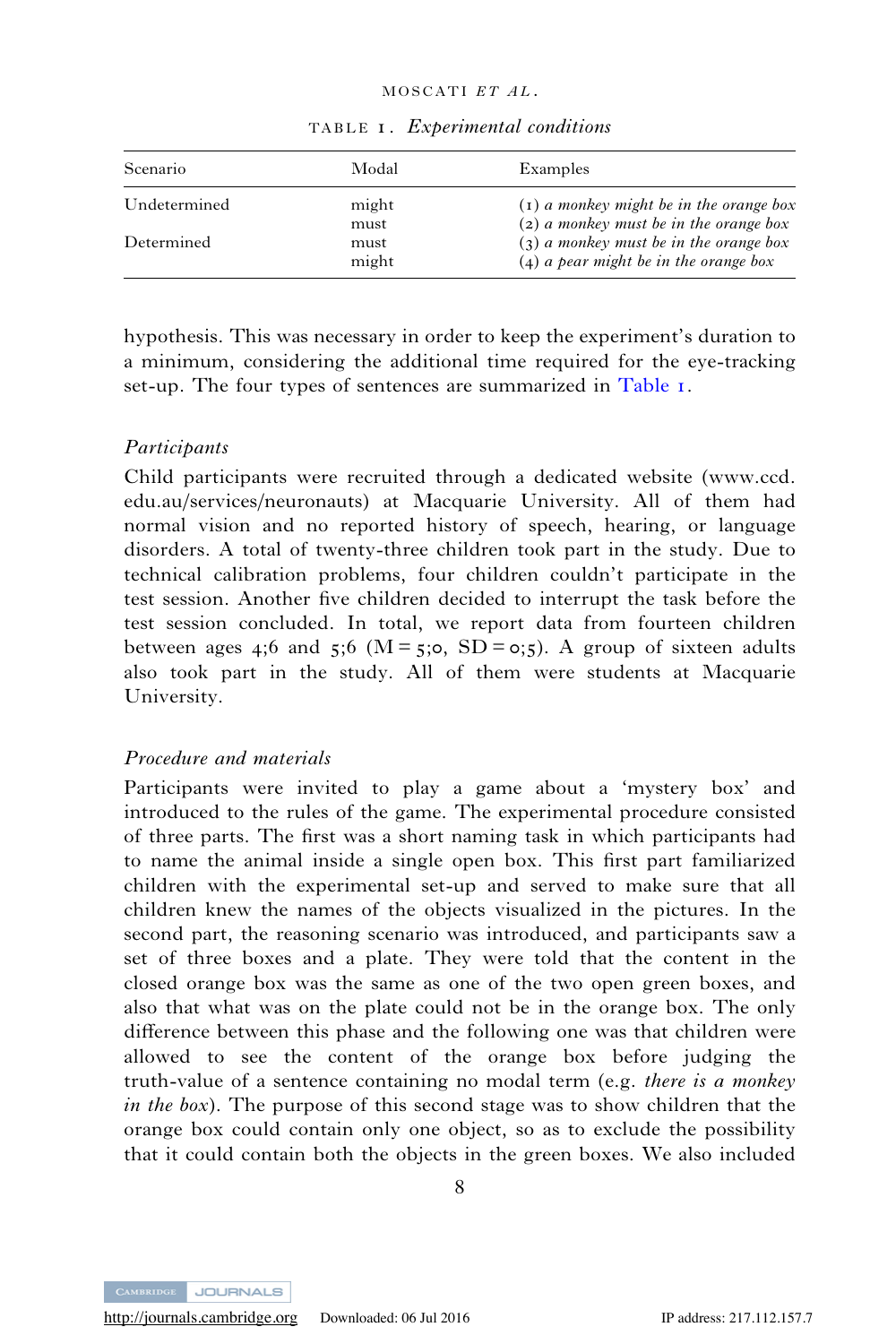TABLE 1. *Experimental conditions*

| Scenario | Modal | Examples |
|---|---|---|
| Undetermined | might | (1) *a monkey might be in the orange box* |
| | must | (2) *a monkey must be in the orange box* |
| Determined | must | (3) *a monkey must be in the orange box* |
| | might | (4) *a pear might be in the orange box* |

hypothesis. This was necessary in order to keep the experiment's duration to a minimum, considering the additional time required for the eye-tracking set-up. The four types of sentences are summarized in Table 1.

### *Participants*

Child participants were recruited through a dedicated website (www.ccd.edu.au/services/neuronauts) at Macquarie University. All of them had normal vision and no reported history of speech, hearing, or language disorders. A total of twenty-three children took part in the study. Due to technical calibration problems, four children couldn't participate in the test session. Another five children decided to interrupt the task before the test session concluded. In total, we report data from fourteen children between ages 4;6 and 5;6 (M = 5;0, SD = 0;5). A group of sixteen adults also took part in the study. All of them were students at Macquarie University.

### *Procedure and materials*

Participants were invited to play a game about a 'mystery box' and introduced to the rules of the game. The experimental procedure consisted of three parts. The first was a short naming task in which participants had to name the animal inside a single open box. This first part familiarized children with the experimental set-up and served to make sure that all children knew the names of the objects visualized in the pictures. In the second part, the reasoning scenario was introduced, and participants saw a set of three boxes and a plate. They were told that the content in the closed orange box was the same as one of the two open green boxes, and also that what was on the plate could not be in the orange box. The only difference between this phase and the following one was that children were allowed to see the content of the orange box before judging the truth-value of a sentence containing no modal term (e.g. *there is a monkey in the box*). The purpose of this second stage was to show children that the orange box could contain only one object, so as to exclude the possibility that it could contain both the objects in the green boxes. We also included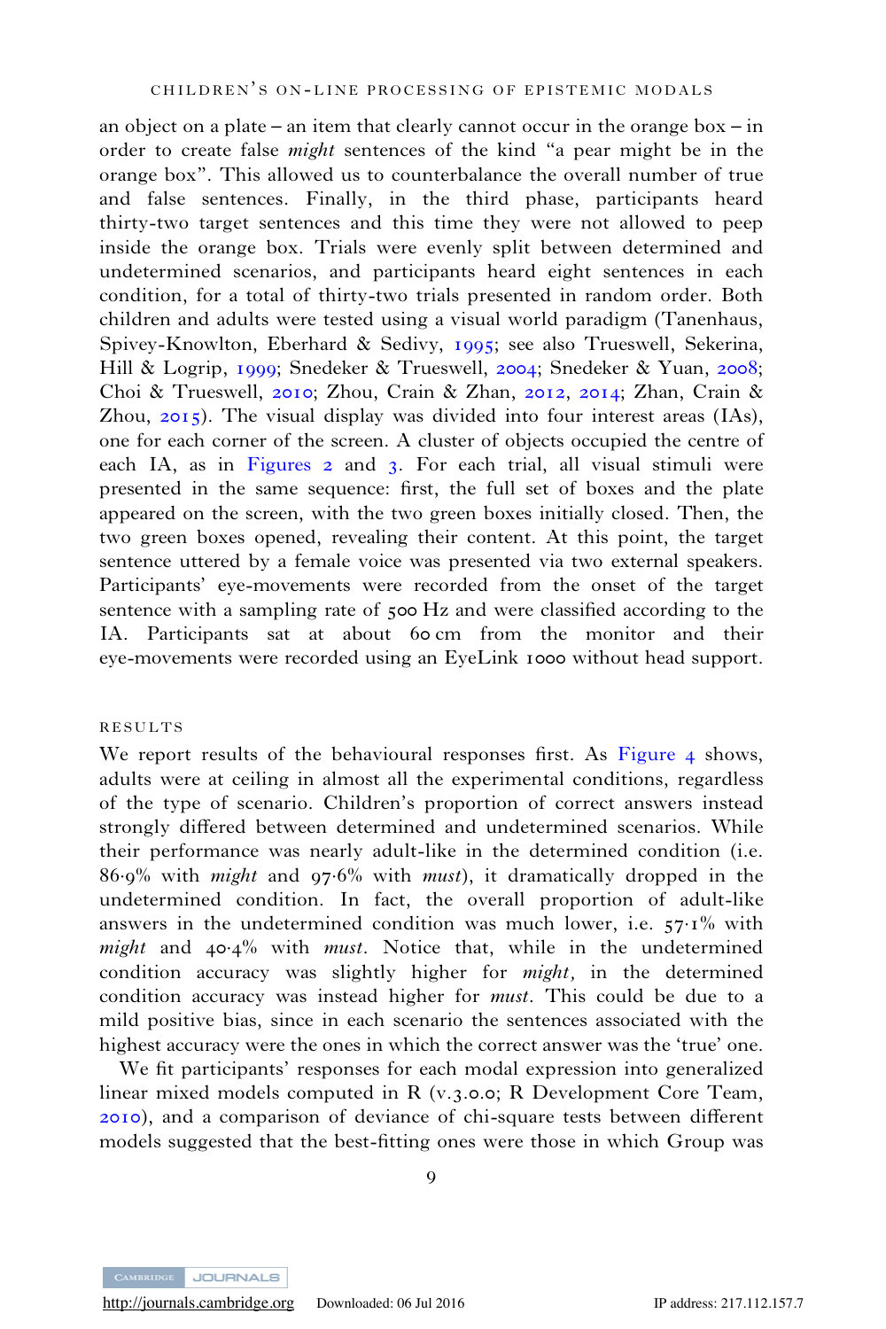an object on a plate – an item that clearly cannot occur in the orange box – in order to create false *might* sentences of the kind "a pear might be in the orange box". This allowed us to counterbalance the overall number of true and false sentences. Finally, in the third phase, participants heard thirty-two target sentences and this time they were not allowed to peep inside the orange box. Trials were evenly split between determined and undetermined scenarios, and participants heard eight sentences in each condition, for a total of thirty-two trials presented in random order. Both children and adults were tested using a visual world paradigm (Tanenhaus, Spivey-Knowlton, Eberhard & Sedivy, 1995; see also Trueswell, Sekerina, Hill & Logrip, 1999; Snedeker & Trueswell, 2004; Snedeker & Yuan, 2008; Choi & Trueswell, 2010; Zhou, Crain & Zhan, 2012, 2014; Zhan, Crain & Zhou, 2015). The visual display was divided into four interest areas (IAs), one for each corner of the screen. A cluster of objects occupied the centre of each IA, as in Figures 2 and 3. For each trial, all visual stimuli were presented in the same sequence: first, the full set of boxes and the plate appeared on the screen, with the two green boxes initially closed. Then, the two green boxes opened, revealing their content. At this point, the target sentence uttered by a female voice was presented via two external speakers. Participants' eye-movements were recorded from the onset of the target sentence with a sampling rate of 500 Hz and were classified according to the IA. Participants sat at about 60 cm from the monitor and their eye-movements were recorded using an EyeLink 1000 without head support.

## RESULTS

We report results of the behavioural responses first. As Figure 4 shows, adults were at ceiling in almost all the experimental conditions, regardless of the type of scenario. Children's proportion of correct answers instead strongly differed between determined and undetermined scenarios. While their performance was nearly adult-like in the determined condition (i.e. 86·9% with *might* and 97·6% with *must*), it dramatically dropped in the undetermined condition. In fact, the overall proportion of adult-like answers in the undetermined condition was much lower, i.e. 57·1% with *might* and 40·4% with *must*. Notice that, while in the undetermined condition accuracy was slightly higher for *might,* in the determined condition accuracy was instead higher for *must*. This could be due to a mild positive bias, since in each scenario the sentences associated with the highest accuracy were the ones in which the correct answer was the 'true' one.

We fit participants' responses for each modal expression into generalized linear mixed models computed in R (v.3.0.0; R Development Core Team, 2010), and a comparison of deviance of chi-square tests between different models suggested that the best-fitting ones were those in which Group was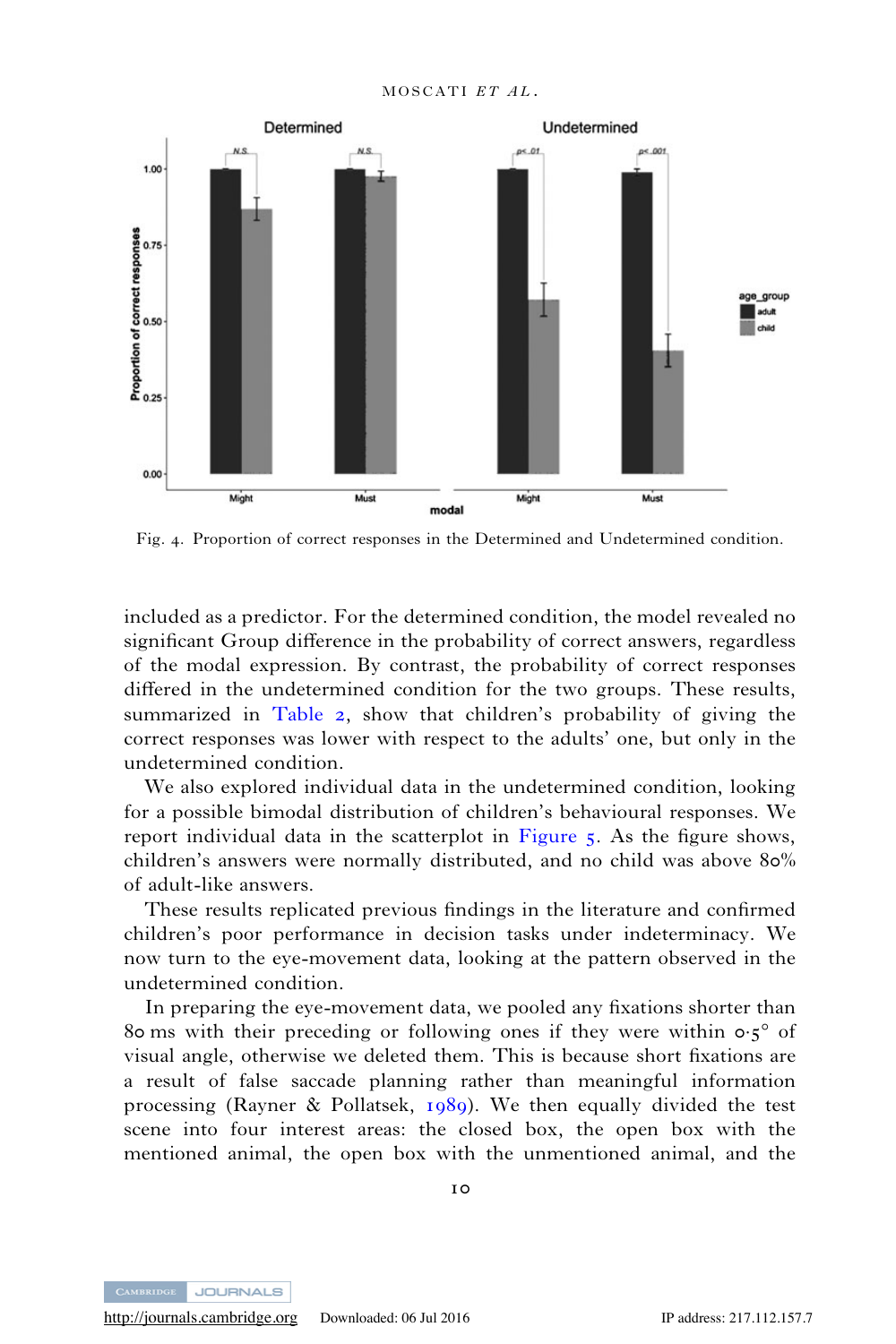Fig. 4. Proportion of correct responses in the Determined and Undetermined condition.

included as a predictor. For the determined condition, the model revealed no significant Group difference in the probability of correct answers, regardless of the modal expression. By contrast, the probability of correct responses differed in the undetermined condition for the two groups. These results, summarized in Table 2, show that children's probability of giving the correct responses was lower with respect to the adults' one, but only in the undetermined condition.

We also explored individual data in the undetermined condition, looking for a possible bimodal distribution of children's behavioural responses. We report individual data in the scatterplot in Figure 5. As the figure shows, children's answers were normally distributed, and no child was above 80% of adult-like answers.

These results replicated previous findings in the literature and confirmed children's poor performance in decision tasks under indeterminacy. We now turn to the eye-movement data, looking at the pattern observed in the undetermined condition.

In preparing the eye-movement data, we pooled any fixations shorter than 80 ms with their preceding or following ones if they were within 0·5° of visual angle, otherwise we deleted them. This is because short fixations are a result of false saccade planning rather than meaningful information processing (Rayner & Pollatsek, 1989). We then equally divided the test scene into four interest areas: the closed box, the open box with the mentioned animal, the open box with the unmentioned animal, and the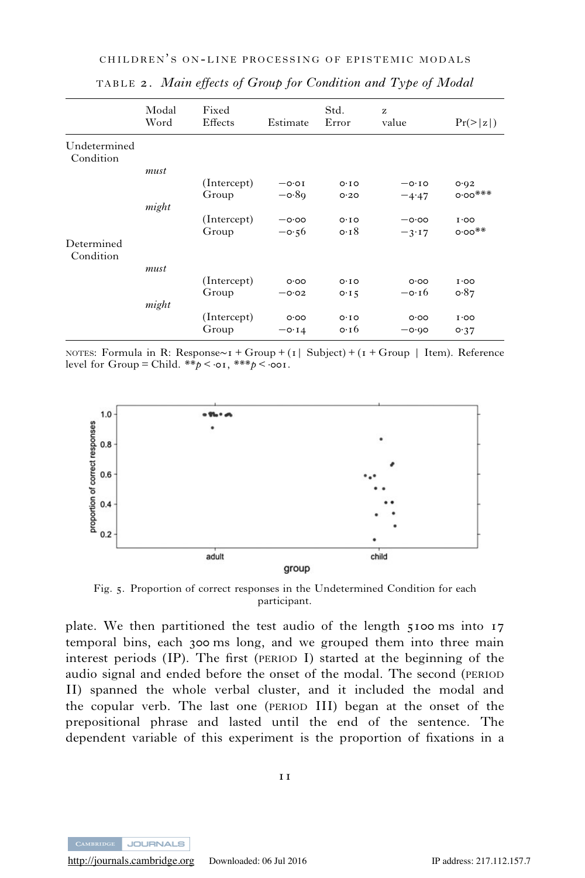TABLE 2. *Main effects of Group for Condition and Type of Modal*

| | Modal Word | Fixed Effects | Estimate | Std. Error | z value | Pr(>\|z\|) |
|---|---|---|---|---|---|---|
| Undetermined Condition | | | | | | |
| | *must* | | | | | |
| | | (Intercept) | −0·01 | 0·10 | −0·10 | 0·92 |
| | | Group | −0·89 | 0·20 | −4·47 | 0·00*** |
| | *might* | | | | | |
| | | (Intercept) | −0·00 | 0·10 | −0·00 | 1·00 |
| | | Group | −0·56 | 0·18 | −3·17 | 0·00** |
| Determined Condition | | | | | | |
| | *must* | | | | | |
| | | (Intercept) | 0·00 | 0·10 | 0·00 | 1·00 |
| | | Group | −0·02 | 0·15 | −0·16 | 0·87 |
| | *might* | | | | | |
| | | (Intercept) | 0·00 | 0·10 | 0·00 | 1·00 |
| | | Group | −0·14 | 0·16 | −0·90 | 0·37 |

NOTES: Formula in R: Response~1 + Group + (1| Subject) + (1 + Group | Item). Reference level for Group = Child. $**p < \cdot 01$, $***p < \cdot 001$.

Fig. 5. Proportion of correct responses in the Undetermined Condition for each participant.

plate. We then partitioned the test audio of the length 5100 ms into 17 temporal bins, each 300 ms long, and we grouped them into three main interest periods (IP). The first (PERIOD I) started at the beginning of the audio signal and ended before the onset of the modal. The second (PERIOD II) spanned the whole verbal cluster, and it included the modal and the copular verb. The last one (PERIOD III) began at the onset of the prepositional phrase and lasted until the end of the sentence. The dependent variable of this experiment is the proportion of fixations in a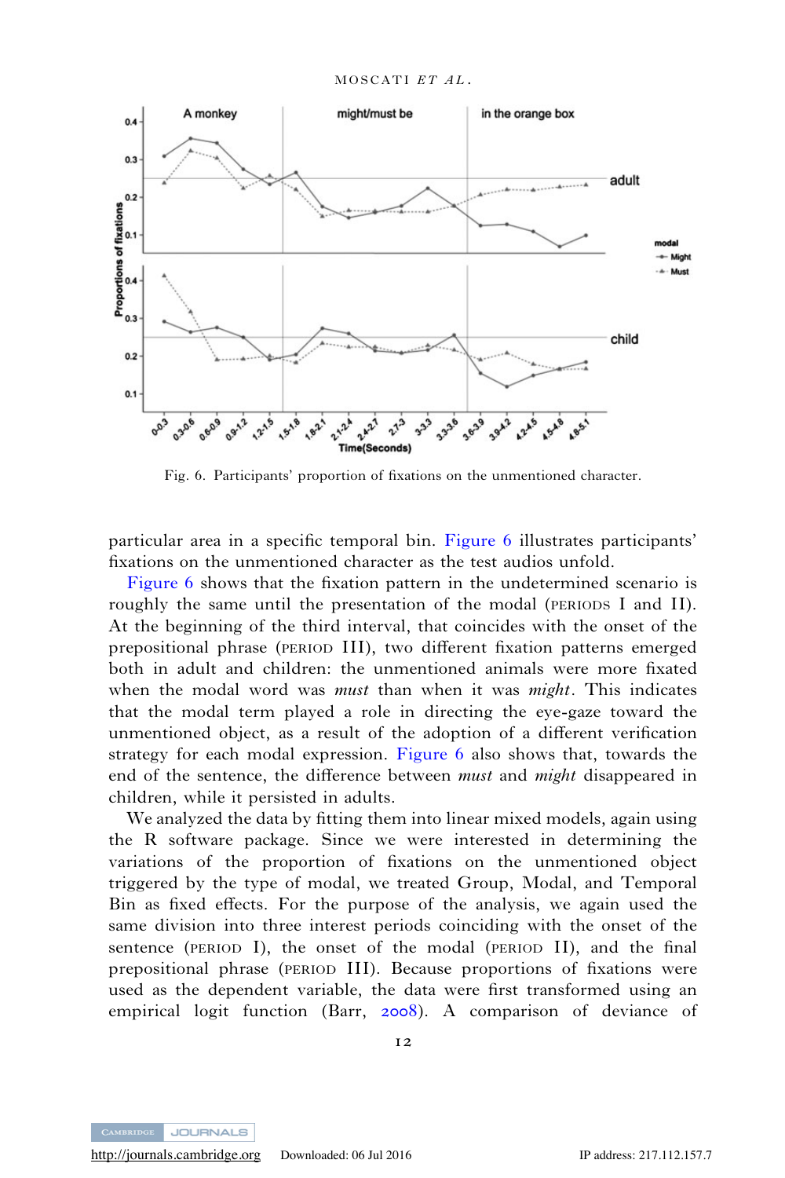Fig. 6. Participants' proportion of fixations on the unmentioned character.

particular area in a specific temporal bin. Figure 6 illustrates participants' fixations on the unmentioned character as the test audios unfold.

Figure 6 shows that the fixation pattern in the undetermined scenario is roughly the same until the presentation of the modal (PERIODS I and II). At the beginning of the third interval, that coincides with the onset of the prepositional phrase (PERIOD III), two different fixation patterns emerged both in adult and children: the unmentioned animals were more fixated when the modal word was *must* than when it was *might*. This indicates that the modal term played a role in directing the eye-gaze toward the unmentioned object, as a result of the adoption of a different verification strategy for each modal expression. Figure 6 also shows that, towards the end of the sentence, the difference between *must* and *might* disappeared in children, while it persisted in adults.

We analyzed the data by fitting them into linear mixed models, again using the R software package. Since we were interested in determining the variations of the proportion of fixations on the unmentioned object triggered by the type of modal, we treated Group, Modal, and Temporal Bin as fixed effects. For the purpose of the analysis, we again used the same division into three interest periods coinciding with the onset of the sentence (PERIOD I), the onset of the modal (PERIOD II), and the final prepositional phrase (PERIOD III). Because proportions of fixations were used as the dependent variable, the data were first transformed using an empirical logit function (Barr, 2008). A comparison of deviance of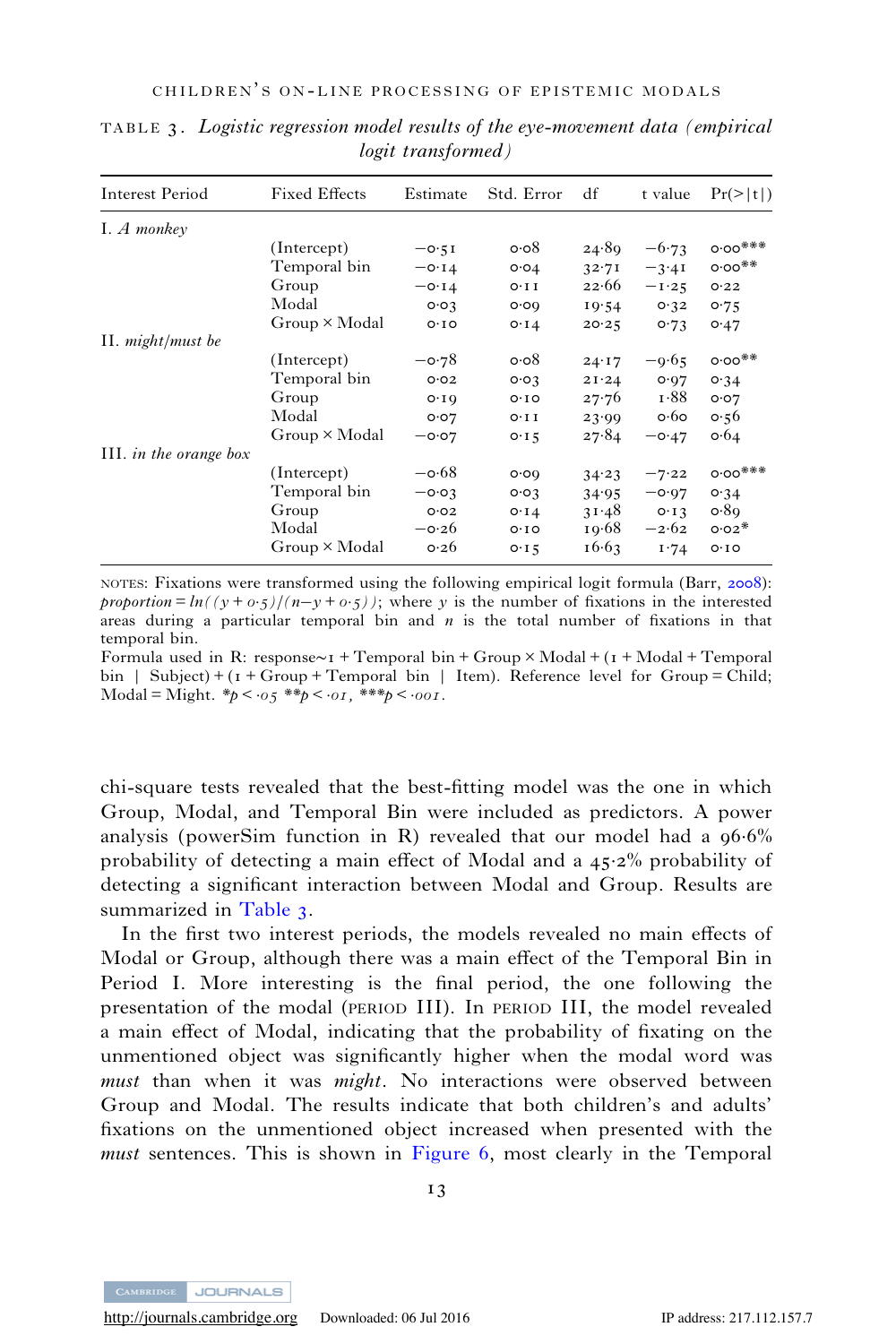TABLE 3. *Logistic regression model results of the eye-movement data (empirical logit transformed)*

| Interest Period | Fixed Effects | Estimate | Std. Error | df | t value | Pr(>\|t\|) |
|---|---|---|---|---|---|---|
| I. *A monkey* | | | | | | |
| | (Intercept) | −0·51 | 0·08 | 24·89 | −6·73 | 0·00*** |
| | Temporal bin | −0·14 | 0·04 | 32·71 | −3·41 | 0·00** |
| | Group | −0·14 | 0·11 | 22·66 | −1·25 | 0·22 |
| | Modal | 0·03 | 0·09 | 19·54 | 0·32 | 0·75 |
| | Group × Modal | 0·10 | 0·14 | 20·25 | 0·73 | 0·47 |
| II. *might/must be* | | | | | | |
| | (Intercept) | −0·78 | 0·08 | 24·17 | −9·65 | 0·00** |
| | Temporal bin | 0·02 | 0·03 | 21·24 | 0·97 | 0·34 |
| | Group | 0·19 | 0·10 | 27·76 | 1·88 | 0·07 |
| | Modal | 0·07 | 0·11 | 23·99 | 0·60 | 0·56 |
| | Group × Modal | −0·07 | 0·15 | 27·84 | −0·47 | 0·64 |
| III. *in the orange box* | | | | | | |
| | (Intercept) | −0·68 | 0·09 | 34·23 | −7·22 | 0·00*** |
| | Temporal bin | −0·03 | 0·03 | 34·95 | −0·97 | 0·34 |
| | Group | 0·02 | 0·14 | 31·48 | 0·13 | 0·89 |
| | Modal | −0·26 | 0·10 | 19·68 | −2·62 | 0·02* |
| | Group × Modal | 0·26 | 0·15 | 16·63 | 1·74 | 0·10 |

NOTES: Fixations were transformed using the following empirical logit formula (Barr, 2008): *proportion* = $ln((y + 0{\cdot}5)/(n - y + 0{\cdot}5))$; where $y$ is the number of fixations in the interested areas during a particular temporal bin and $n$ is the total number of fixations in that temporal bin.
Formula used in R: response~1 + Temporal bin + Group × Modal + (1 + Modal + Temporal bin | Subject) + (1 + Group + Temporal bin | Item). Reference level for Group = Child; Modal = Might. $*p < {\cdot}05$ $**p < {\cdot}01$, $***p < {\cdot}001$.

chi-square tests revealed that the best-fitting model was the one in which Group, Modal, and Temporal Bin were included as predictors. A power analysis (powerSim function in R) revealed that our model had a 96·6% probability of detecting a main effect of Modal and a 45·2% probability of detecting a significant interaction between Modal and Group. Results are summarized in Table 3.

In the first two interest periods, the models revealed no main effects of Modal or Group, although there was a main effect of the Temporal Bin in Period I. More interesting is the final period, the one following the presentation of the modal (PERIOD III). In PERIOD III, the model revealed a main effect of Modal, indicating that the probability of fixating on the unmentioned object was significantly higher when the modal word was *must* than when it was *might*. No interactions were observed between Group and Modal. The results indicate that both children's and adults' fixations on the unmentioned object increased when presented with the *must* sentences. This is shown in Figure 6, most clearly in the Temporal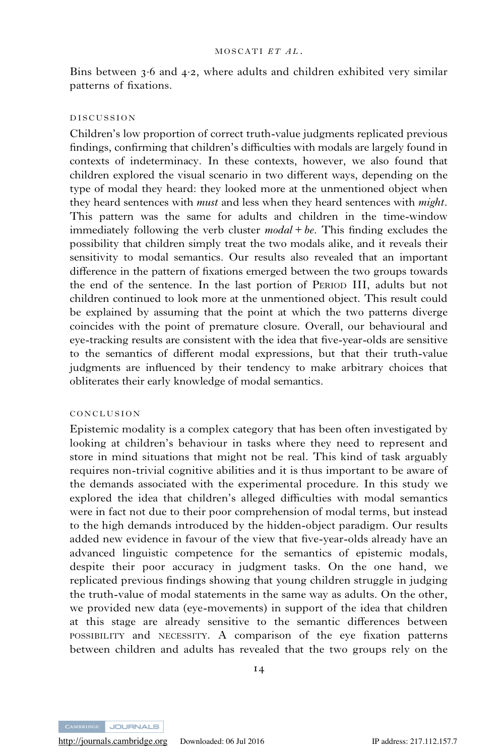Bins between 3·6 and 4·2, where adults and children exhibited very similar patterns of fixations.

## DISCUSSION

Children's low proportion of correct truth-value judgments replicated previous findings, confirming that children's difficulties with modals are largely found in contexts of indeterminacy. In these contexts, however, we also found that children explored the visual scenario in two different ways, depending on the type of modal they heard: they looked more at the unmentioned object when they heard sentences with *must* and less when they heard sentences with *might*. This pattern was the same for adults and children in the time-window immediately following the verb cluster *modal + be*. This finding excludes the possibility that children simply treat the two modals alike, and it reveals their sensitivity to modal semantics. Our results also revealed that an important difference in the pattern of fixations emerged between the two groups towards the end of the sentence. In the last portion of PERIOD III, adults but not children continued to look more at the unmentioned object. This result could be explained by assuming that the point at which the two patterns diverge coincides with the point of premature closure. Overall, our behavioural and eye-tracking results are consistent with the idea that five-year-olds are sensitive to the semantics of different modal expressions, but that their truth-value judgments are influenced by their tendency to make arbitrary choices that obliterates their early knowledge of modal semantics.

## CONCLUSION

Epistemic modality is a complex category that has been often investigated by looking at children's behaviour in tasks where they need to represent and store in mind situations that might not be real. This kind of task arguably requires non-trivial cognitive abilities and it is thus important to be aware of the demands associated with the experimental procedure. In this study we explored the idea that children's alleged difficulties with modal semantics were in fact not due to their poor comprehension of modal terms, but instead to the high demands introduced by the hidden-object paradigm. Our results added new evidence in favour of the view that five-year-olds already have an advanced linguistic competence for the semantics of epistemic modals, despite their poor accuracy in judgment tasks. On the one hand, we replicated previous findings showing that young children struggle in judging the truth-value of modal statements in the same way as adults. On the other, we provided new data (eye-movements) in support of the idea that children at this stage are already sensitive to the semantic differences between POSSIBILITY and NECESSITY. A comparison of the eye fixation patterns between children and adults has revealed that the two groups rely on the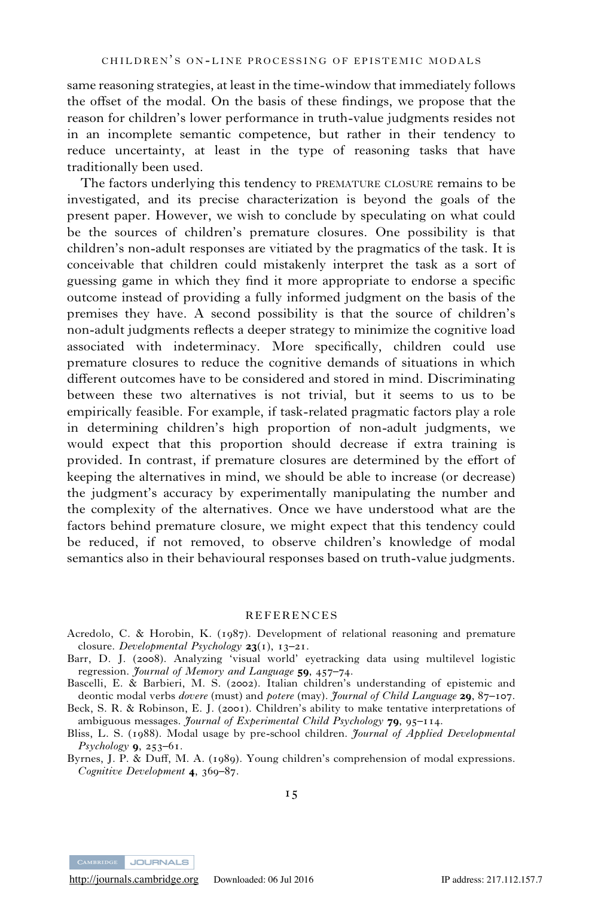same reasoning strategies, at least in the time-window that immediately follows the offset of the modal. On the basis of these findings, we propose that the reason for children's lower performance in truth-value judgments resides not in an incomplete semantic competence, but rather in their tendency to reduce uncertainty, at least in the type of reasoning tasks that have traditionally been used.

The factors underlying this tendency to PREMATURE CLOSURE remains to be investigated, and its precise characterization is beyond the goals of the present paper. However, we wish to conclude by speculating on what could be the sources of children's premature closures. One possibility is that children's non-adult responses are vitiated by the pragmatics of the task. It is conceivable that children could mistakenly interpret the task as a sort of guessing game in which they find it more appropriate to endorse a specific outcome instead of providing a fully informed judgment on the basis of the premises they have. A second possibility is that the source of children's non-adult judgments reflects a deeper strategy to minimize the cognitive load associated with indeterminacy. More specifically, children could use premature closures to reduce the cognitive demands of situations in which different outcomes have to be considered and stored in mind. Discriminating between these two alternatives is not trivial, but it seems to us to be empirically feasible. For example, if task-related pragmatic factors play a role in determining children's high proportion of non-adult judgments, we would expect that this proportion should decrease if extra training is provided. In contrast, if premature closures are determined by the effort of keeping the alternatives in mind, we should be able to increase (or decrease) the judgment's accuracy by experimentally manipulating the number and the complexity of the alternatives. Once we have understood what are the factors behind premature closure, we might expect that this tendency could be reduced, if not removed, to observe children's knowledge of modal semantics also in their behavioural responses based on truth-value judgments.

## REFERENCES

Acredolo, C. & Horobin, K. (1987). Development of relational reasoning and premature closure. *Developmental Psychology* **23**(1), 13–21.

Barr, D. J. (2008). Analyzing 'visual world' eyetracking data using multilevel logistic regression. *Journal of Memory and Language* **59**, 457–74.

Bascelli, E. & Barbieri, M. S. (2002). Italian children's understanding of epistemic and deontic modal verbs *dovere* (must) and *potere* (may). *Journal of Child Language* **29**, 87–107.

Beck, S. R. & Robinson, E. J. (2001). Children's ability to make tentative interpretations of ambiguous messages. *Journal of Experimental Child Psychology* **79**, 95–114.

Bliss, L. S. (1988). Modal usage by pre-school children. *Journal of Applied Developmental Psychology* **9**, 253–61.

Byrnes, J. P. & Duff, M. A. (1989). Young children's comprehension of modal expressions. *Cognitive Development* **4**, 369–87.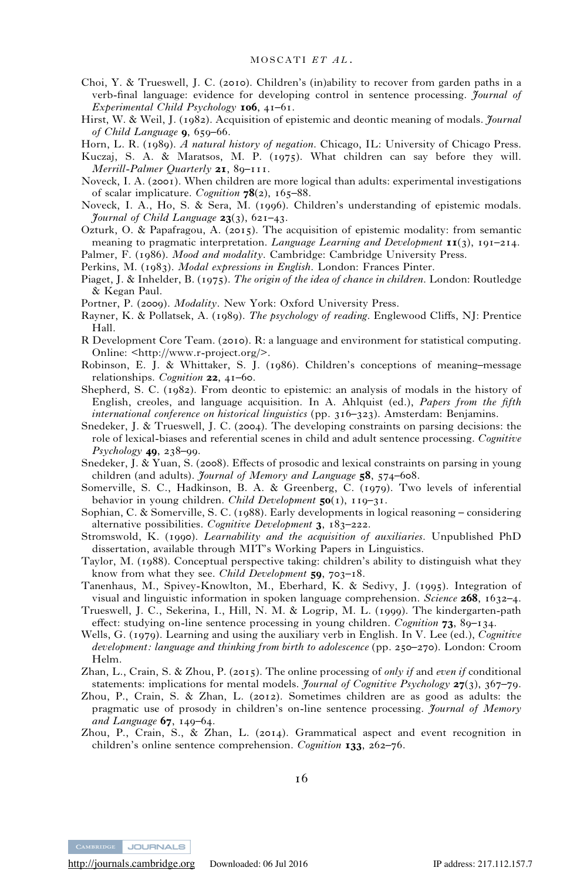Choi, Y. & Trueswell, J. C. (2010). Children's (in)ability to recover from garden paths in a verb-final language: evidence for developing control in sentence processing. *Journal of Experimental Child Psychology* **106**, 41–61.

Hirst, W. & Weil, J. (1982). Acquisition of epistemic and deontic meaning of modals. *Journal of Child Language* **9**, 659–66.

Horn, L. R. (1989). *A natural history of negation*. Chicago, IL: University of Chicago Press.

Kuczaj, S. A. & Maratsos, M. P. (1975). What children can say before they will. *Merrill-Palmer Quarterly* **21**, 89–111.

Noveck, I. A. (2001). When children are more logical than adults: experimental investigations of scalar implicature. *Cognition* **78**(2), 165–88.

Noveck, I. A., Ho, S. & Sera, M. (1996). Children's understanding of epistemic modals. *Journal of Child Language* **23**(3), 621–43.

Ozturk, O. & Papafragou, A. (2015). The acquisition of epistemic modality: from semantic meaning to pragmatic interpretation. *Language Learning and Development* **11**(3), 191–214.

Palmer, F. (1986). *Mood and modality*. Cambridge: Cambridge University Press.

Perkins, M. (1983). *Modal expressions in English*. London: Frances Pinter.

Piaget, J. & Inhelder, B. (1975). *The origin of the idea of chance in children*. London: Routledge & Kegan Paul.

Portner, P. (2009). *Modality*. New York: Oxford University Press.

Rayner, K. & Pollatsek, A. (1989). *The psychology of reading*. Englewood Cliffs, NJ: Prentice Hall.

R Development Core Team. (2010). R: a language and environment for statistical computing. Online: <http://www.r-project.org/>.

Robinson, E. J. & Whittaker, S. J. (1986). Children's conceptions of meaning–message relationships. *Cognition* **22**, 41–60.

Shepherd, S. C. (1982). From deontic to epistemic: an analysis of modals in the history of English, creoles, and language acquisition. In A. Ahlquist (ed.), *Papers from the fifth international conference on historical linguistics* (pp. 316–323). Amsterdam: Benjamins.

Snedeker, J. & Trueswell, J. C. (2004). The developing constraints on parsing decisions: the role of lexical-biases and referential scenes in child and adult sentence processing. *Cognitive Psychology* **49**, 238–99.

Snedeker, J. & Yuan, S. (2008). Effects of prosodic and lexical constraints on parsing in young children (and adults). *Journal of Memory and Language* **58**, 574–608.

Somerville, S. C., Hadkinson, B. A. & Greenberg, C. (1979). Two levels of inferential behavior in young children. *Child Development* **50**(1), 119–31.

Sophian, C. & Somerville, S. C. (1988). Early developments in logical reasoning – considering alternative possibilities. *Cognitive Development* **3**, 183–222.

Stromswold, K. (1990). *Learnability and the acquisition of auxiliaries*. Unpublished PhD dissertation, available through MIT's Working Papers in Linguistics.

Taylor, M. (1988). Conceptual perspective taking: children's ability to distinguish what they know from what they see. *Child Development* **59**, 703–18.

Tanenhaus, M., Spivey-Knowlton, M., Eberhard, K. & Sedivy, J. (1995). Integration of visual and linguistic information in spoken language comprehension. *Science* **268**, 1632–4.

Trueswell, J. C., Sekerina, I., Hill, N. M. & Logrip, M. L. (1999). The kindergarten-path effect: studying on-line sentence processing in young children. *Cognition* **73**, 89–134.

Wells, G. (1979). Learning and using the auxiliary verb in English. In V. Lee (ed.), *Cognitive development: language and thinking from birth to adolescence* (pp. 250–270). London: Croom Helm.

Zhan, L., Crain, S. & Zhou, P. (2015). The online processing of *only if* and *even if* conditional statements: implications for mental models. *Journal of Cognitive Psychology* **27**(3), 367–79.

Zhou, P., Crain, S. & Zhan, L. (2012). Sometimes children are as good as adults: the pragmatic use of prosody in children's on-line sentence processing. *Journal of Memory and Language* **67**, 149–64.

Zhou, P., Crain, S., & Zhan, L. (2014). Grammatical aspect and event recognition in children's online sentence comprehension. *Cognition* **133**, 262–76.